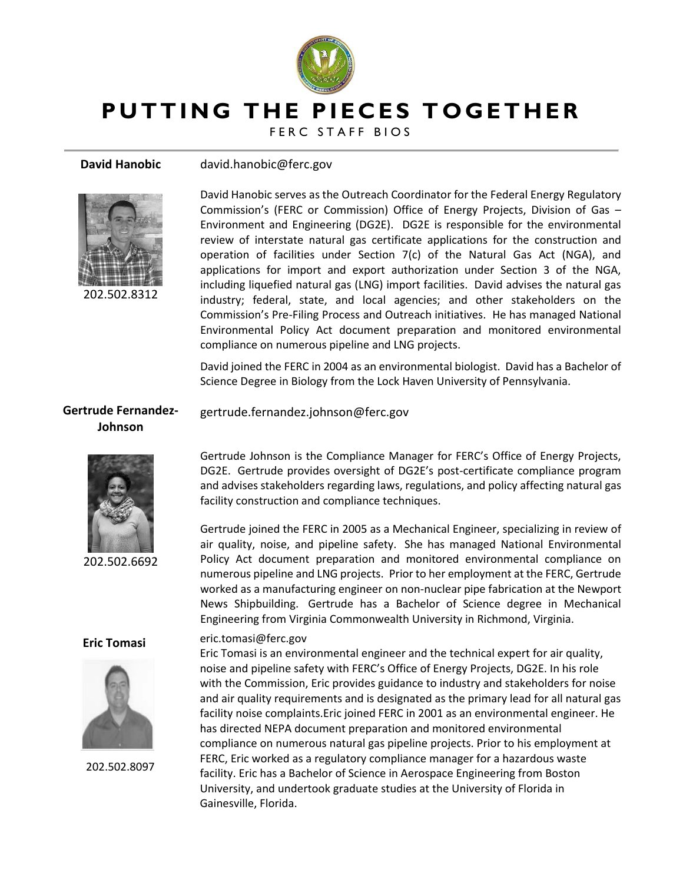# PUTTING THE PIECES TOGETHER

FERC STAFF BIOS

---

**David Hanobic**

david.hanobic@ferc.gov

202.502.8312

David Hanobic serves as the Outreach Coordinator for the Federal Energy Regulatory Commission's (FERC or Commission) Office of Energy Projects, Division of Gas – Environment and Engineering (DG2E). DG2E is responsible for the environmental review of interstate natural gas certificate applications for the construction and operation of facilities under Section 7(c) of the Natural Gas Act (NGA), and applications for import and export authorization under Section 3 of the NGA, including liquefied natural gas (LNG) import facilities. David advises the natural gas industry; federal, state, and local agencies; and other stakeholders on the Commission's Pre-Filing Process and Outreach initiatives. He has managed National Environmental Policy Act document preparation and monitored environmental compliance on numerous pipeline and LNG projects.

David joined the FERC in 2004 as an environmental biologist. David has a Bachelor of Science Degree in Biology from the Lock Haven University of Pennsylvania.

**Gertrude Fernandez-Johnson**

gertrude.fernandez.johnson@ferc.gov

202.502.6692

Gertrude Johnson is the Compliance Manager for FERC's Office of Energy Projects, DG2E. Gertrude provides oversight of DG2E's post-certificate compliance program and advises stakeholders regarding laws, regulations, and policy affecting natural gas facility construction and compliance techniques.

Gertrude joined the FERC in 2005 as a Mechanical Engineer, specializing in review of air quality, noise, and pipeline safety. She has managed National Environmental Policy Act document preparation and monitored environmental compliance on numerous pipeline and LNG projects. Prior to her employment at the FERC, Gertrude worked as a manufacturing engineer on non-nuclear pipe fabrication at the Newport News Shipbuilding. Gertrude has a Bachelor of Science degree in Mechanical Engineering from Virginia Commonwealth University in Richmond, Virginia.

**Eric Tomasi**

eric.tomasi@ferc.gov

202.502.8097

Eric Tomasi is an environmental engineer and the technical expert for air quality, noise and pipeline safety with FERC's Office of Energy Projects, DG2E. In his role with the Commission, Eric provides guidance to industry and stakeholders for noise and air quality requirements and is designated as the primary lead for all natural gas facility noise complaints.Eric joined FERC in 2001 as an environmental engineer. He has directed NEPA document preparation and monitored environmental compliance on numerous natural gas pipeline projects. Prior to his employment at FERC, Eric worked as a regulatory compliance manager for a hazardous waste facility. Eric has a Bachelor of Science in Aerospace Engineering from Boston University, and undertook graduate studies at the University of Florida in Gainesville, Florida.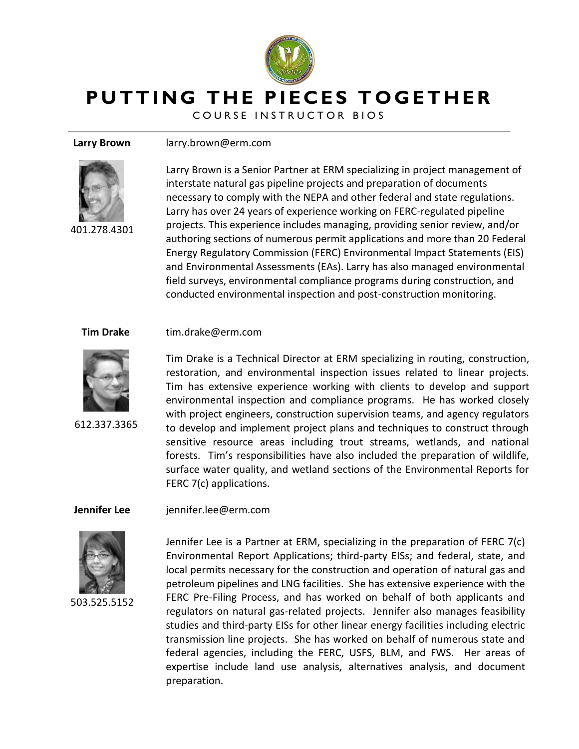# PUTTING THE PIECES TOGETHER

COURSE INSTRUCTOR BIOS

---

**Larry Brown** larry.brown@erm.com

401.278.4301

Larry Brown is a Senior Partner at ERM specializing in project management of interstate natural gas pipeline projects and preparation of documents necessary to comply with the NEPA and other federal and state regulations. Larry has over 24 years of experience working on FERC-regulated pipeline projects. This experience includes managing, providing senior review, and/or authoring sections of numerous permit applications and more than 20 Federal Energy Regulatory Commission (FERC) Environmental Impact Statements (EIS) and Environmental Assessments (EAs). Larry has also managed environmental field surveys, environmental compliance programs during construction, and conducted environmental inspection and post-construction monitoring.

**Tim Drake** tim.drake@erm.com

612.337.3365

Tim Drake is a Technical Director at ERM specializing in routing, construction, restoration, and environmental inspection issues related to linear projects. Tim has extensive experience working with clients to develop and support environmental inspection and compliance programs. He has worked closely with project engineers, construction supervision teams, and agency regulators to develop and implement project plans and techniques to construct through sensitive resource areas including trout streams, wetlands, and national forests. Tim's responsibilities have also included the preparation of wildlife, surface water quality, and wetland sections of the Environmental Reports for FERC 7(c) applications.

**Jennifer Lee** jennifer.lee@erm.com

503.525.5152

Jennifer Lee is a Partner at ERM, specializing in the preparation of FERC 7(c) Environmental Report Applications; third-party EISs; and federal, state, and local permits necessary for the construction and operation of natural gas and petroleum pipelines and LNG facilities. She has extensive experience with the FERC Pre-Filing Process, and has worked on behalf of both applicants and regulators on natural gas-related projects. Jennifer also manages feasibility studies and third-party EISs for other linear energy facilities including electric transmission line projects. She has worked on behalf of numerous state and federal agencies, including the FERC, USFS, BLM, and FWS. Her areas of expertise include land use analysis, alternatives analysis, and document preparation.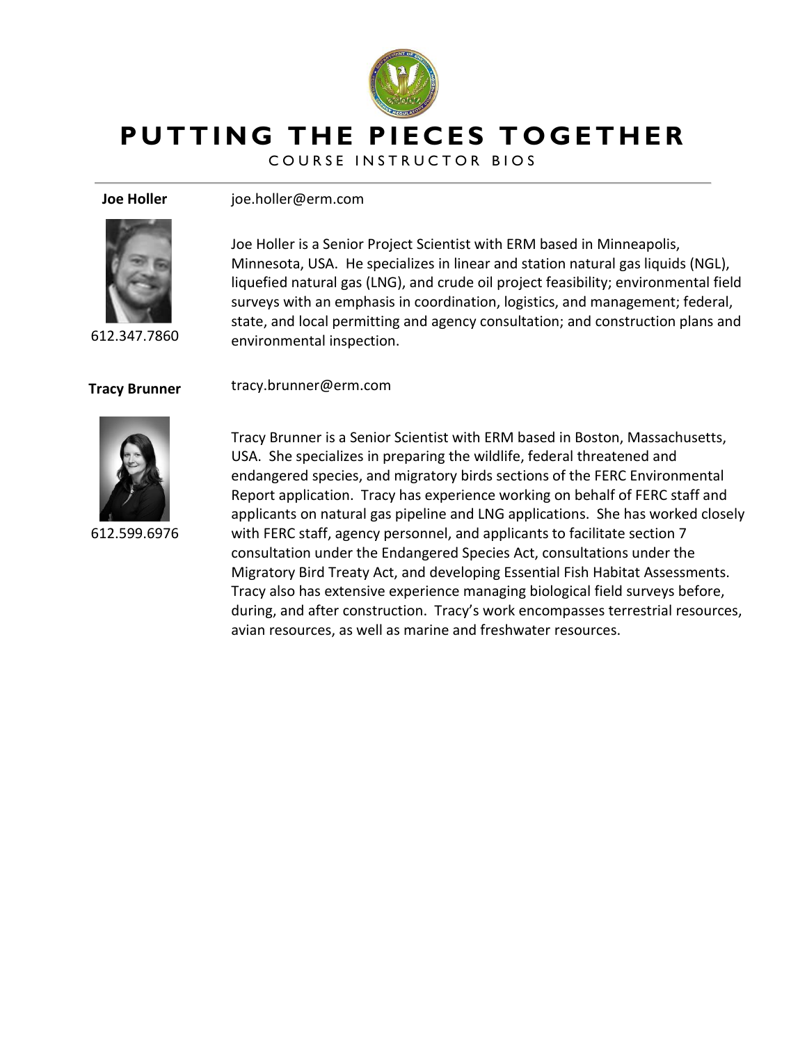# PUTTING THE PIECES TOGETHER

COURSE INSTRUCTOR BIOS

**Joe Holler**

joe.holler@erm.com

612.347.7860

Joe Holler is a Senior Project Scientist with ERM based in Minneapolis, Minnesota, USA. He specializes in linear and station natural gas liquids (NGL), liquefied natural gas (LNG), and crude oil project feasibility; environmental field surveys with an emphasis in coordination, logistics, and management; federal, state, and local permitting and agency consultation; and construction plans and environmental inspection.

**Tracy Brunner**

tracy.brunner@erm.com

612.599.6976

Tracy Brunner is a Senior Scientist with ERM based in Boston, Massachusetts, USA. She specializes in preparing the wildlife, federal threatened and endangered species, and migratory birds sections of the FERC Environmental Report application. Tracy has experience working on behalf of FERC staff and applicants on natural gas pipeline and LNG applications. She has worked closely with FERC staff, agency personnel, and applicants to facilitate section 7 consultation under the Endangered Species Act, consultations under the Migratory Bird Treaty Act, and developing Essential Fish Habitat Assessments. Tracy also has extensive experience managing biological field surveys before, during, and after construction. Tracy's work encompasses terrestrial resources, avian resources, as well as marine and freshwater resources.